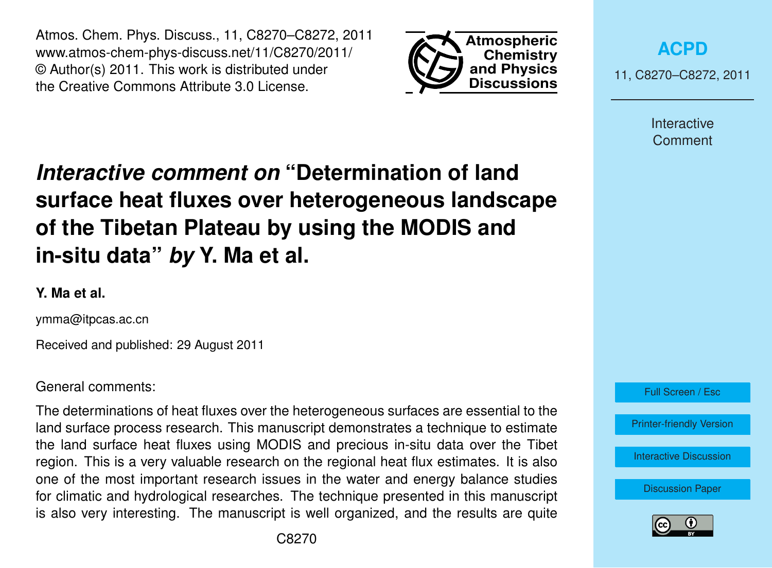# *Interactive comment on* "Determination of land surface heat fluxes over heterogeneous landscape of the Tibetan Plateau by using the MODIS and in-situ data" *by* Y. Ma et al.

**Y. Ma et al.**

ymma@itpcas.ac.cn

Received and published: 29 August 2011

General comments:

The determinations of heat fluxes over the heterogeneous surfaces are essential to the land surface process research. This manuscript demonstrates a technique to estimate the land surface heat fluxes using MODIS and precious in-situ data over the Tibet region. This is a very valuable research on the regional heat flux estimates. It is also one of the most important research issues in the water and energy balance studies for climatic and hydrological researches. The technique presented in this manuscript is also very interesting. The manuscript is well organized, and the results are quite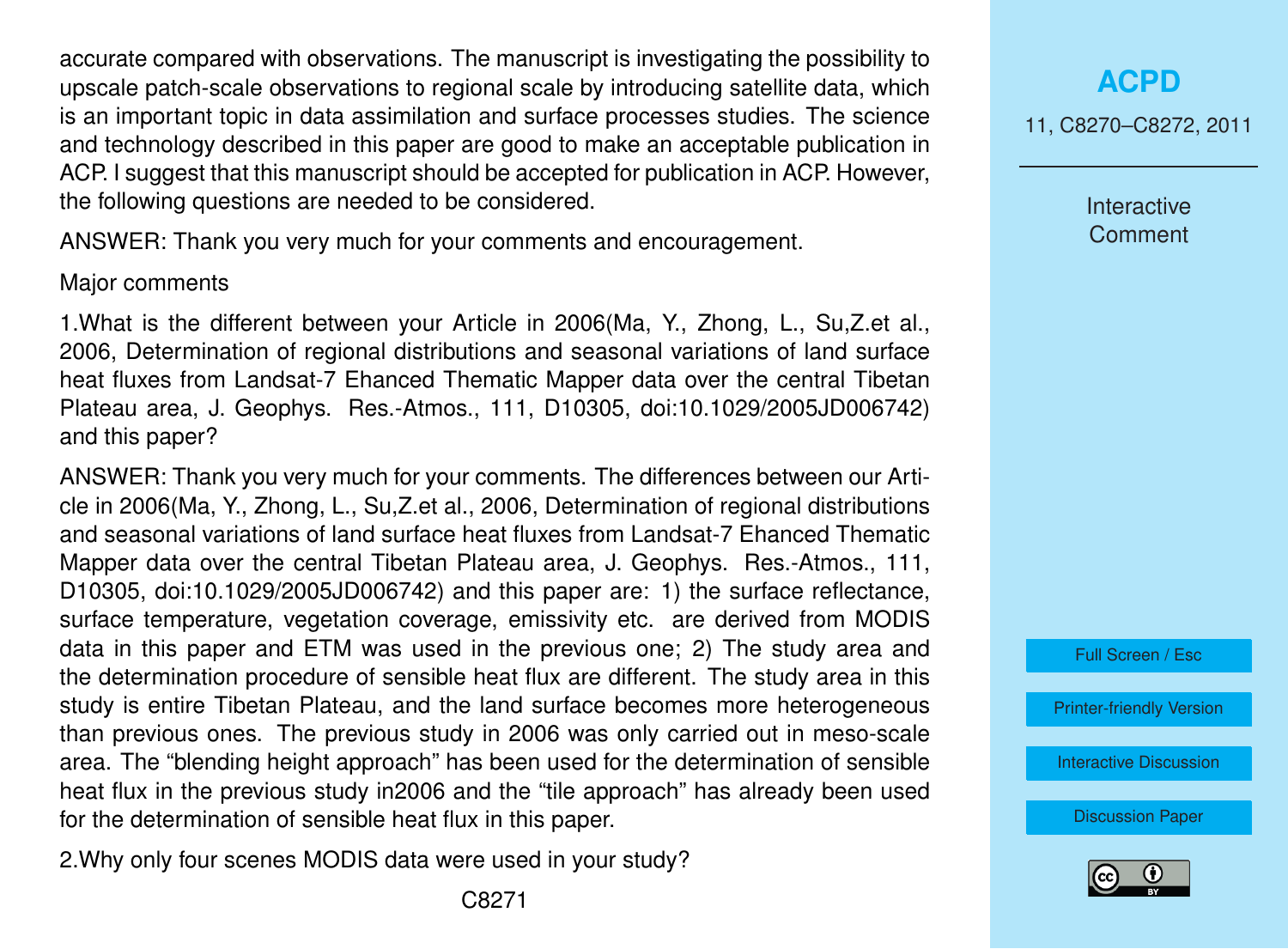accurate compared with observations. The manuscript is investigating the possibility to upscale patch-scale observations to regional scale by introducing satellite data, which is an important topic in data assimilation and surface processes studies. The science and technology described in this paper are good to make an acceptable publication in ACP. I suggest that this manuscript should be accepted for publication in ACP. However, the following questions are needed to be considered.

ANSWER: Thank you very much for your comments and encouragement.

Major comments

1.What is the different between your Article in 2006(Ma, Y., Zhong, L., Su,Z.et al., 2006, Determination of regional distributions and seasonal variations of land surface heat fluxes from Landsat-7 Ehanced Thematic Mapper data over the central Tibetan Plateau area, J. Geophys. Res.-Atmos., 111, D10305, doi:10.1029/2005JD006742) and this paper?

ANSWER: Thank you very much for your comments. The differences between our Article in 2006(Ma, Y., Zhong, L., Su,Z.et al., 2006, Determination of regional distributions and seasonal variations of land surface heat fluxes from Landsat-7 Ehanced Thematic Mapper data over the central Tibetan Plateau area, J. Geophys. Res.-Atmos., 111, D10305, doi:10.1029/2005JD006742) and this paper are: 1) the surface reflectance, surface temperature, vegetation coverage, emissivity etc. are derived from MODIS data in this paper and ETM was used in the previous one; 2) The study area and the determination procedure of sensible heat flux are different. The study area in this study is entire Tibetan Plateau, and the land surface becomes more heterogeneous than previous ones. The previous study in 2006 was only carried out in meso-scale area. The "blending height approach" has been used for the determination of sensible heat flux in the previous study in2006 and the "tile approach" has already been used for the determination of sensible heat flux in this paper.

2.Why only four scenes MODIS data were used in your study?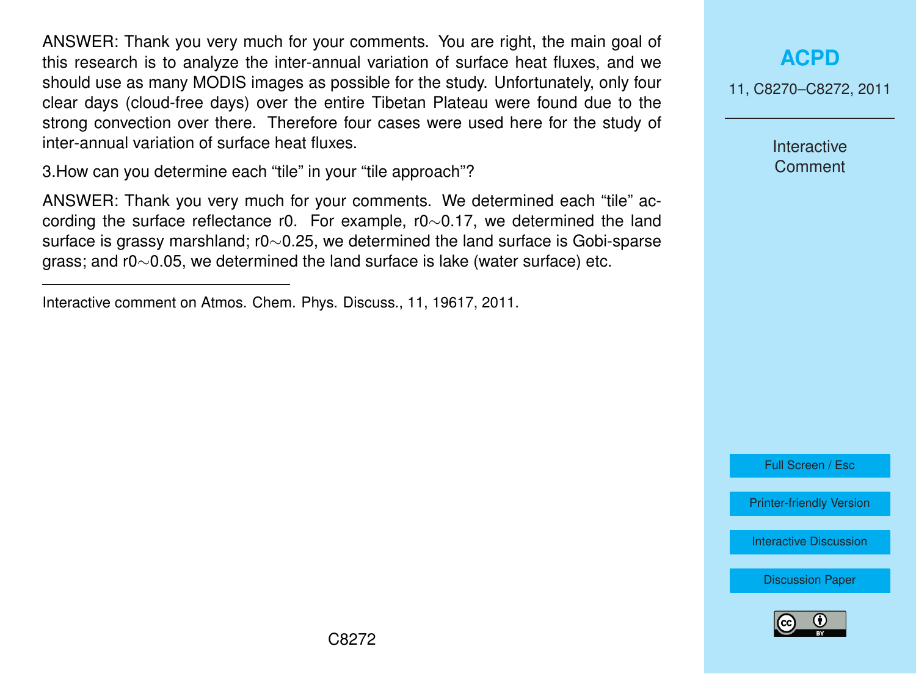ANSWER: Thank you very much for your comments. You are right, the main goal of this research is to analyze the inter-annual variation of surface heat fluxes, and we should use as many MODIS images as possible for the study. Unfortunately, only four clear days (cloud-free days) over the entire Tibetan Plateau were found due to the strong convection over there. Therefore four cases were used here for the study of inter-annual variation of surface heat fluxes.

3.How can you determine each “tile” in your “tile approach”?

ANSWER: Thank you very much for your comments. We determined each “tile” according the surface reflectance $r0$. For example, $r0 \sim 0.17$, we determined the land surface is grassy marshland; $r0 \sim 0.25$, we determined the land surface is Gobi-sparse grass; and $r0 \sim 0.05$, we determined the land surface is lake (water surface) etc.

---

Interactive comment on Atmos. Chem. Phys. Discuss., 11, 19617, 2011.